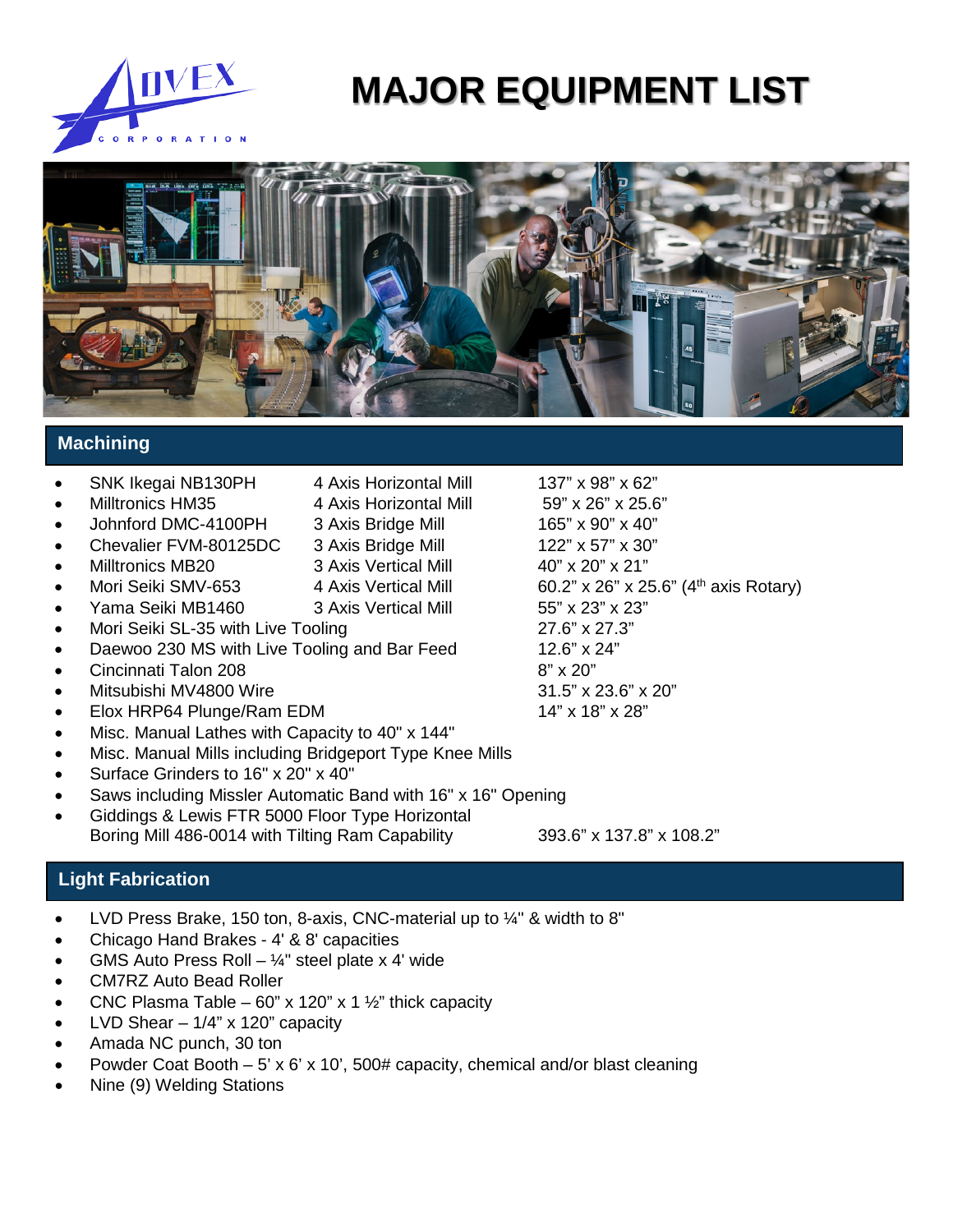# MAJOR EQUIPMENT LIST

## Machining

| Equipment | Type | Capacity |
|---|---|---|
| SNK Ikegai NB130PH | 4 Axis Horizontal Mill | 137" x 98" x 62" |
| Milltronics HM35 | 4 Axis Horizontal Mill | 59" x 26" x 25.6" |
| Johnford DMC-4100PH | 3 Axis Bridge Mill | 165" x 90" x 40" |
| Chevalier FVM-80125DC | 3 Axis Bridge Mill | 122" x 57" x 30" |
| Milltronics MB20 | 3 Axis Vertical Mill | 40" x 20" x 21" |
| Mori Seiki SMV-653 | 4 Axis Vertical Mill | 60.2" x 26" x 25.6" (4th axis Rotary) |
| Yama Seiki MB1460 | 3 Axis Vertical Mill | 55" x 23" x 23" |
| Mori Seiki SL-35 with Live Tooling | | 27.6" x 27.3" |
| Daewoo 230 MS with Live Tooling and Bar Feed | | 12.6" x 24" |
| Cincinnati Talon 208 | | 8" x 20" |
| Mitsubishi MV4800 Wire | | 31.5" x 23.6" x 20" |
| Elox HRP64 Plunge/Ram EDM | | 14" x 18" x 28" |

- Misc. Manual Lathes with Capacity to 40" x 144"
- Misc. Manual Mills including Bridgeport Type Knee Mills
- Surface Grinders to 16" x 20" x 40"
- Saws including Missler Automatic Band with 16" x 16" Opening
- Giddings & Lewis FTR 5000 Floor Type Horizontal Boring Mill 486-0014 with Tilting Ram Capability — 393.6" x 137.8" x 108.2"

## Light Fabrication

- LVD Press Brake, 150 ton, 8-axis, CNC-material up to ¼" & width to 8"
- Chicago Hand Brakes - 4' & 8' capacities
- GMS Auto Press Roll – ¼" steel plate x 4' wide
- CM7RZ Auto Bead Roller
- CNC Plasma Table – 60" x 120" x 1 ½" thick capacity
- LVD Shear – 1/4" x 120" capacity
- Amada NC punch, 30 ton
- Powder Coat Booth – 5' x 6' x 10', 500# capacity, chemical and/or blast cleaning
- Nine (9) Welding Stations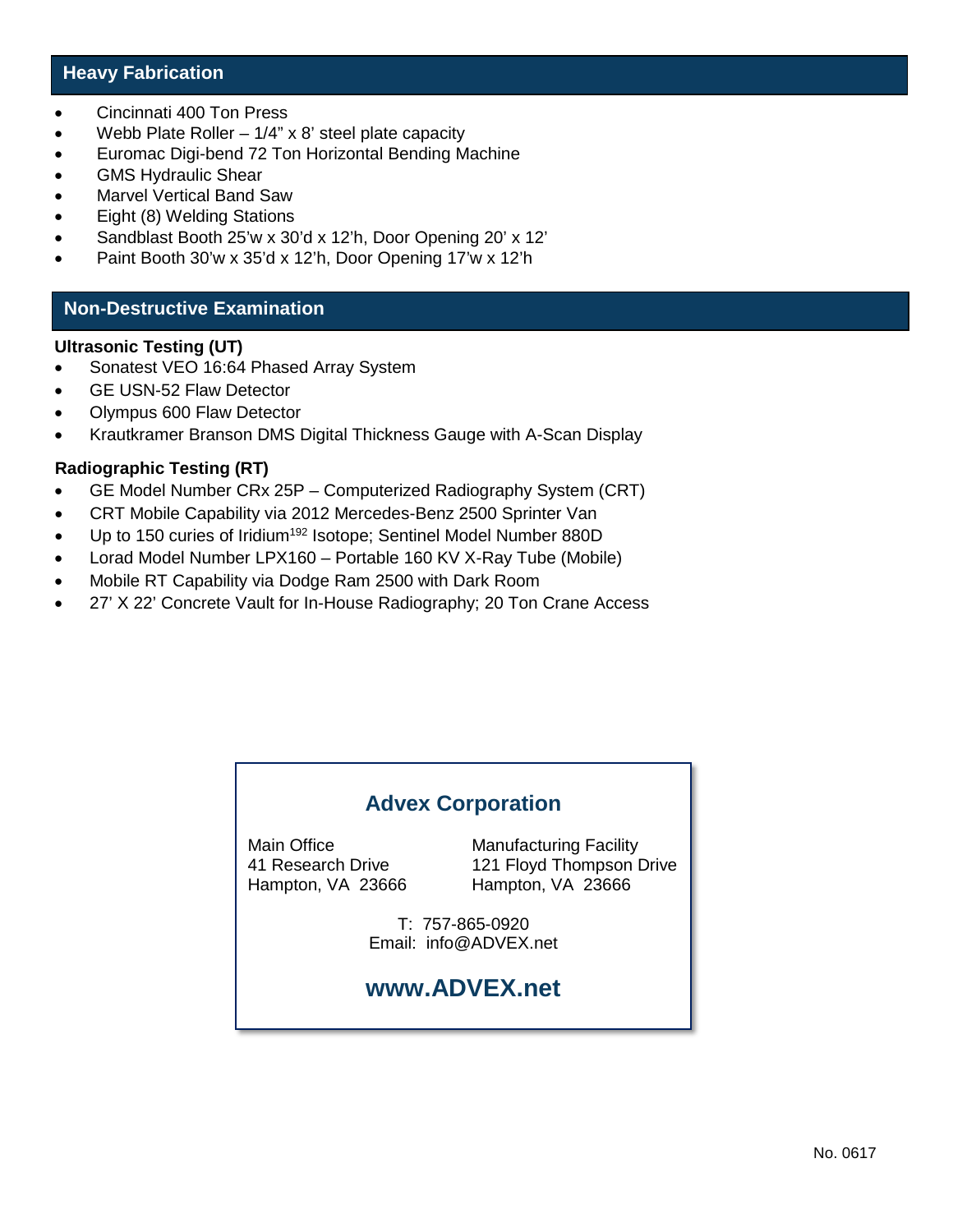## Heavy Fabrication

- Cincinnati 400 Ton Press
- Webb Plate Roller – 1/4" x 8' steel plate capacity
- Euromac Digi-bend 72 Ton Horizontal Bending Machine
- GMS Hydraulic Shear
- Marvel Vertical Band Saw
- Eight (8) Welding Stations
- Sandblast Booth 25'w x 30'd x 12'h, Door Opening 20' x 12'
- Paint Booth 30'w x 35'd x 12'h, Door Opening 17'w x 12'h

## Non-Destructive Examination

### Ultrasonic Testing (UT)

- Sonatest VEO 16:64 Phased Array System
- GE USN-52 Flaw Detector
- Olympus 600 Flaw Detector
- Krautkramer Branson DMS Digital Thickness Gauge with A-Scan Display

### Radiographic Testing (RT)

- GE Model Number CRx 25P – Computerized Radiography System (CRT)
- CRT Mobile Capability via 2012 Mercedes-Benz 2500 Sprinter Van
- Up to 150 curies of Iridium$^{192}$ Isotope; Sentinel Model Number 880D
- Lorad Model Number LPX160 – Portable 160 KV X-Ray Tube (Mobile)
- Mobile RT Capability via Dodge Ram 2500 with Dark Room
- 27' X 22' Concrete Vault for In-House Radiography; 20 Ton Crane Access

---

**Advex Corporation**

Main Office
41 Research Drive
Hampton, VA 23666

Manufacturing Facility
121 Floyd Thompson Drive
Hampton, VA 23666

T: 757-865-0920
Email: info@ADVEX.net

**www.ADVEX.net**

No. 0617